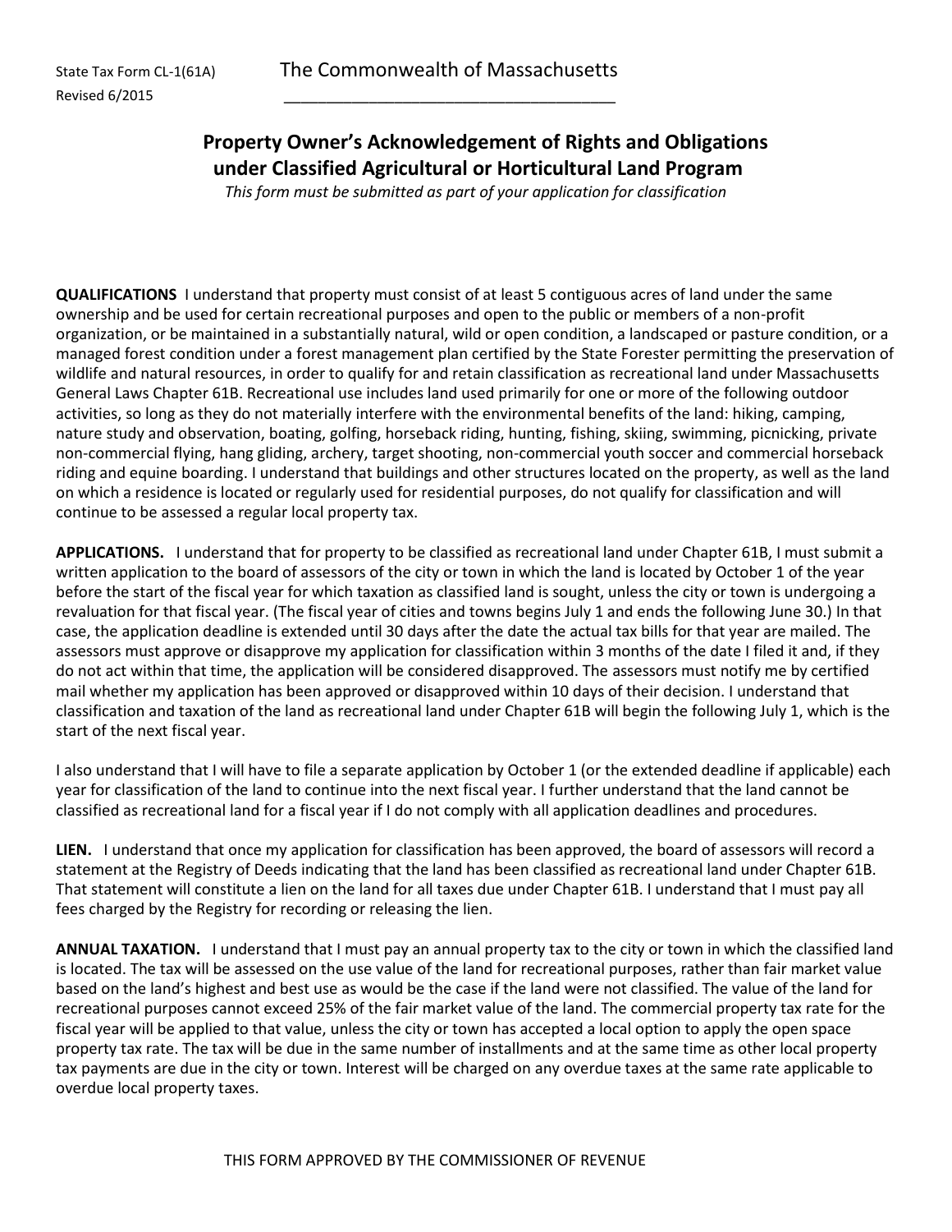State Tax Form CL-1(61A)
Revised 6/2015

# The Commonwealth of Massachusetts

## Property Owner's Acknowledgement of Rights and Obligations under Classified Agricultural or Horticultural Land Program

*This form must be submitted as part of your application for classification*

**QUALIFICATIONS** I understand that property must consist of at least 5 contiguous acres of land under the same ownership and be used for certain recreational purposes and open to the public or members of a non-profit organization, or be maintained in a substantially natural, wild or open condition, a landscaped or pasture condition, or a managed forest condition under a forest management plan certified by the State Forester permitting the preservation of wildlife and natural resources, in order to qualify for and retain classification as recreational land under Massachusetts General Laws Chapter 61B. Recreational use includes land used primarily for one or more of the following outdoor activities, so long as they do not materially interfere with the environmental benefits of the land: hiking, camping, nature study and observation, boating, golfing, horseback riding, hunting, fishing, skiing, swimming, picnicking, private non-commercial flying, hang gliding, archery, target shooting, non-commercial youth soccer and commercial horseback riding and equine boarding. I understand that buildings and other structures located on the property, as well as the land on which a residence is located or regularly used for residential purposes, do not qualify for classification and will continue to be assessed a regular local property tax.

**APPLICATIONS.** I understand that for property to be classified as recreational land under Chapter 61B, I must submit a written application to the board of assessors of the city or town in which the land is located by October 1 of the year before the start of the fiscal year for which taxation as classified land is sought, unless the city or town is undergoing a revaluation for that fiscal year. (The fiscal year of cities and towns begins July 1 and ends the following June 30.) In that case, the application deadline is extended until 30 days after the date the actual tax bills for that year are mailed. The assessors must approve or disapprove my application for classification within 3 months of the date I filed it and, if they do not act within that time, the application will be considered disapproved. The assessors must notify me by certified mail whether my application has been approved or disapproved within 10 days of their decision. I understand that classification and taxation of the land as recreational land under Chapter 61B will begin the following July 1, which is the start of the next fiscal year.

I also understand that I will have to file a separate application by October 1 (or the extended deadline if applicable) each year for classification of the land to continue into the next fiscal year. I further understand that the land cannot be classified as recreational land for a fiscal year if I do not comply with all application deadlines and procedures.

**LIEN.** I understand that once my application for classification has been approved, the board of assessors will record a statement at the Registry of Deeds indicating that the land has been classified as recreational land under Chapter 61B. That statement will constitute a lien on the land for all taxes due under Chapter 61B. I understand that I must pay all fees charged by the Registry for recording or releasing the lien.

**ANNUAL TAXATION.** I understand that I must pay an annual property tax to the city or town in which the classified land is located. The tax will be assessed on the use value of the land for recreational purposes, rather than fair market value based on the land's highest and best use as would be the case if the land were not classified. The value of the land for recreational purposes cannot exceed 25% of the fair market value of the land. The commercial property tax rate for the fiscal year will be applied to that value, unless the city or town has accepted a local option to apply the open space property tax rate. The tax will be due in the same number of installments and at the same time as other local property tax payments are due in the city or town. Interest will be charged on any overdue taxes at the same rate applicable to overdue local property taxes.

THIS FORM APPROVED BY THE COMMISSIONER OF REVENUE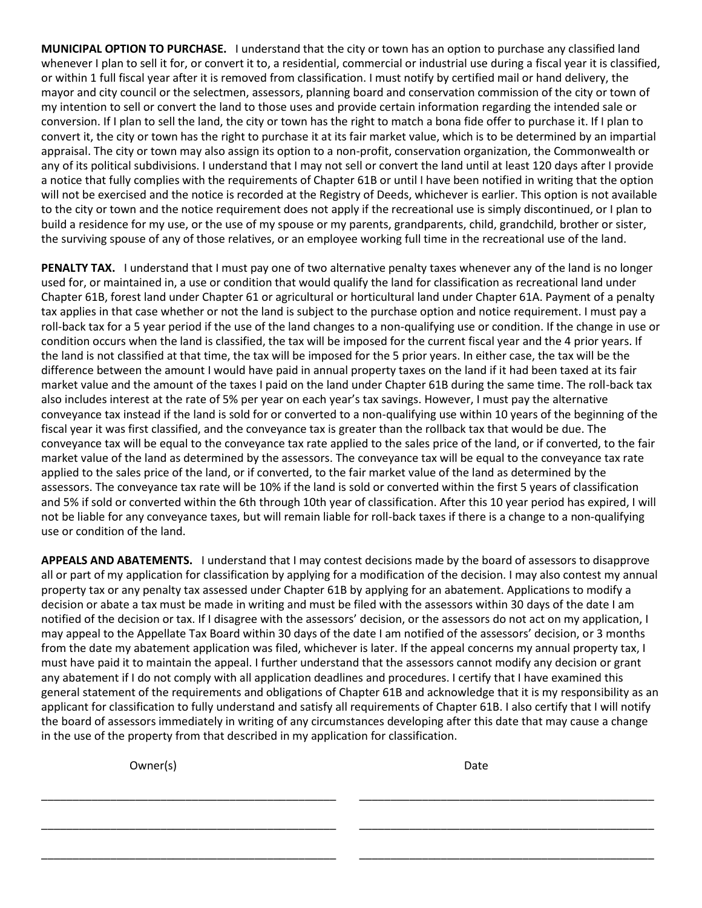**MUNICIPAL OPTION TO PURCHASE.** I understand that the city or town has an option to purchase any classified land whenever I plan to sell it for, or convert it to, a residential, commercial or industrial use during a fiscal year it is classified, or within 1 full fiscal year after it is removed from classification. I must notify by certified mail or hand delivery, the mayor and city council or the selectmen, assessors, planning board and conservation commission of the city or town of my intention to sell or convert the land to those uses and provide certain information regarding the intended sale or conversion. If I plan to sell the land, the city or town has the right to match a bona fide offer to purchase it. If I plan to convert it, the city or town has the right to purchase it at its fair market value, which is to be determined by an impartial appraisal. The city or town may also assign its option to a non-profit, conservation organization, the Commonwealth or any of its political subdivisions. I understand that I may not sell or convert the land until at least 120 days after I provide a notice that fully complies with the requirements of Chapter 61B or until I have been notified in writing that the option will not be exercised and the notice is recorded at the Registry of Deeds, whichever is earlier. This option is not available to the city or town and the notice requirement does not apply if the recreational use is simply discontinued, or I plan to build a residence for my use, or the use of my spouse or my parents, grandparents, child, grandchild, brother or sister, the surviving spouse of any of those relatives, or an employee working full time in the recreational use of the land.

**PENALTY TAX.** I understand that I must pay one of two alternative penalty taxes whenever any of the land is no longer used for, or maintained in, a use or condition that would qualify the land for classification as recreational land under Chapter 61B, forest land under Chapter 61 or agricultural or horticultural land under Chapter 61A. Payment of a penalty tax applies in that case whether or not the land is subject to the purchase option and notice requirement. I must pay a roll-back tax for a 5 year period if the use of the land changes to a non-qualifying use or condition. If the change in use or condition occurs when the land is classified, the tax will be imposed for the current fiscal year and the 4 prior years. If the land is not classified at that time, the tax will be imposed for the 5 prior years. In either case, the tax will be the difference between the amount I would have paid in annual property taxes on the land if it had been taxed at its fair market value and the amount of the taxes I paid on the land under Chapter 61B during the same time. The roll-back tax also includes interest at the rate of 5% per year on each year's tax savings. However, I must pay the alternative conveyance tax instead if the land is sold for or converted to a non-qualifying use within 10 years of the beginning of the fiscal year it was first classified, and the conveyance tax is greater than the rollback tax that would be due. The conveyance tax will be equal to the conveyance tax rate applied to the sales price of the land, or if converted, to the fair market value of the land as determined by the assessors. The conveyance tax will be equal to the conveyance tax rate applied to the sales price of the land, or if converted, to the fair market value of the land as determined by the assessors. The conveyance tax rate will be 10% if the land is sold or converted within the first 5 years of classification and 5% if sold or converted within the 6th through 10th year of classification. After this 10 year period has expired, I will not be liable for any conveyance taxes, but will remain liable for roll-back taxes if there is a change to a non-qualifying use or condition of the land.

**APPEALS AND ABATEMENTS.** I understand that I may contest decisions made by the board of assessors to disapprove all or part of my application for classification by applying for a modification of the decision. I may also contest my annual property tax or any penalty tax assessed under Chapter 61B by applying for an abatement. Applications to modify a decision or abate a tax must be made in writing and must be filed with the assessors within 30 days of the date I am notified of the decision or tax. If I disagree with the assessors' decision, or the assessors do not act on my application, I may appeal to the Appellate Tax Board within 30 days of the date I am notified of the assessors' decision, or 3 months from the date my abatement application was filed, whichever is later. If the appeal concerns my annual property tax, I must have paid it to maintain the appeal. I further understand that the assessors cannot modify any decision or grant any abatement if I do not comply with all application deadlines and procedures. I certify that I have examined this general statement of the requirements and obligations of Chapter 61B and acknowledge that it is my responsibility as an applicant for classification to fully understand and satisfy all requirements of Chapter 61B. I also certify that I will notify the board of assessors immediately in writing of any circumstances developing after this date that may cause a change in the use of the property from that described in my application for classification.

| Owner(s) | Date |
|---|---|
| ______________________________ | ______________________________ |
| ______________________________ | ______________________________ |
| ______________________________ | ______________________________ |